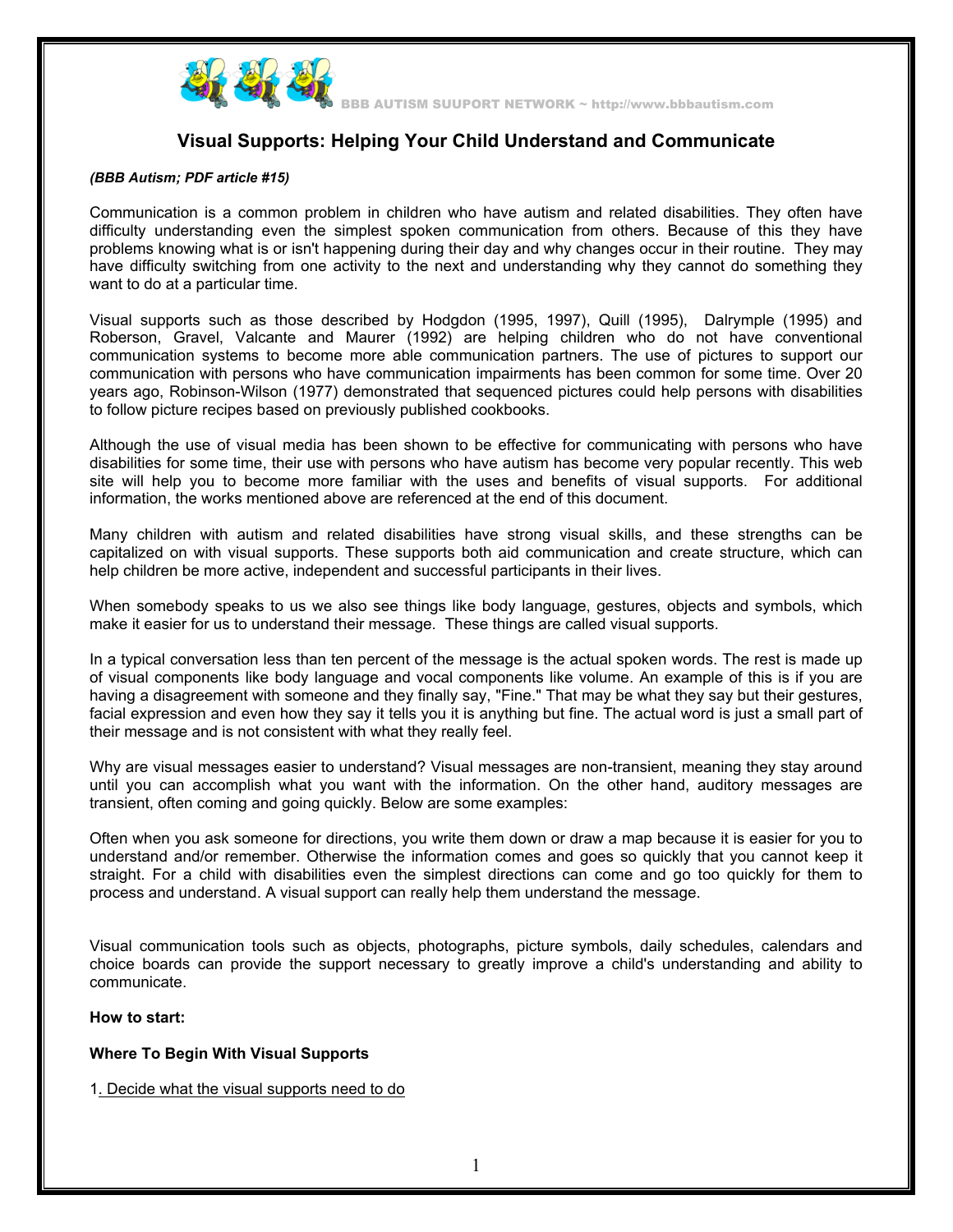# Visual Supports: Helping Your Child Understand and Communicate

***(BBB Autism; PDF article #15)***

Communication is a common problem in children who have autism and related disabilities. They often have difficulty understanding even the simplest spoken communication from others. Because of this they have problems knowing what is or isn't happening during their day and why changes occur in their routine. They may have difficulty switching from one activity to the next and understanding why they cannot do something they want to do at a particular time.

Visual supports such as those described by Hodgdon (1995, 1997), Quill (1995), Dalrymple (1995) and Roberson, Gravel, Valcante and Maurer (1992) are helping children who do not have conventional communication systems to become more able communication partners. The use of pictures to support our communication with persons who have communication impairments has been common for some time. Over 20 years ago, Robinson-Wilson (1977) demonstrated that sequenced pictures could help persons with disabilities to follow picture recipes based on previously published cookbooks.

Although the use of visual media has been shown to be effective for communicating with persons who have disabilities for some time, their use with persons who have autism has become very popular recently. This web site will help you to become more familiar with the uses and benefits of visual supports. For additional information, the works mentioned above are referenced at the end of this document.

Many children with autism and related disabilities have strong visual skills, and these strengths can be capitalized on with visual supports. These supports both aid communication and create structure, which can help children be more active, independent and successful participants in their lives.

When somebody speaks to us we also see things like body language, gestures, objects and symbols, which make it easier for us to understand their message. These things are called visual supports.

In a typical conversation less than ten percent of the message is the actual spoken words. The rest is made up of visual components like body language and vocal components like volume. An example of this is if you are having a disagreement with someone and they finally say, "Fine." That may be what they say but their gestures, facial expression and even how they say it tells you it is anything but fine. The actual word is just a small part of their message and is not consistent with what they really feel.

Why are visual messages easier to understand? Visual messages are non-transient, meaning they stay around until you can accomplish what you want with the information. On the other hand, auditory messages are transient, often coming and going quickly. Below are some examples:

Often when you ask someone for directions, you write them down or draw a map because it is easier for you to understand and/or remember. Otherwise the information comes and goes so quickly that you cannot keep it straight. For a child with disabilities even the simplest directions can come and go too quickly for them to process and understand. A visual support can really help them understand the message.

Visual communication tools such as objects, photographs, picture symbols, daily schedules, calendars and choice boards can provide the support necessary to greatly improve a child's understanding and ability to communicate.

**How to start:**

**Where To Begin With Visual Supports**

1. Decide what the visual supports need to do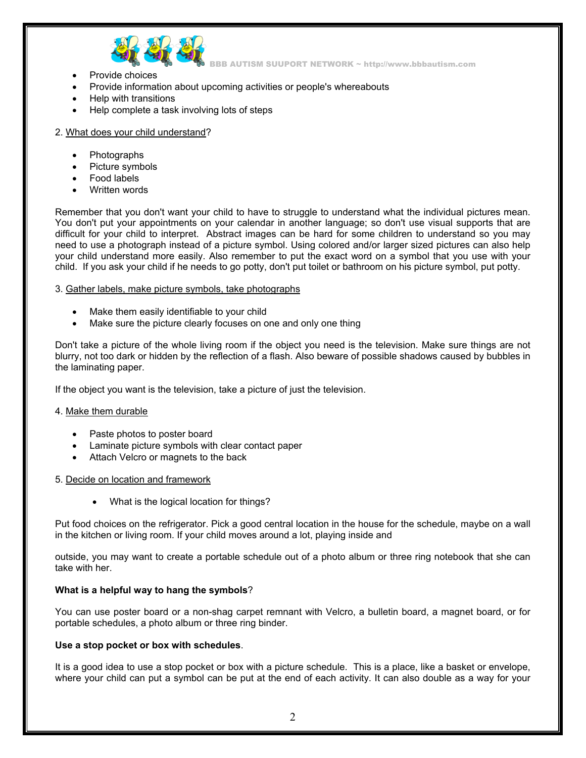- Provide choices
- Provide information about upcoming activities or people's whereabouts
- Help with transitions
- Help complete a task involving lots of steps

2. What does your child understand?

- Photographs
- Picture symbols
- Food labels
- Written words

Remember that you don't want your child to have to struggle to understand what the individual pictures mean. You don't put your appointments on your calendar in another language; so don't use visual supports that are difficult for your child to interpret. Abstract images can be hard for some children to understand so you may need to use a photograph instead of a picture symbol. Using colored and/or larger sized pictures can also help your child understand more easily. Also remember to put the exact word on a symbol that you use with your child. If you ask your child if he needs to go potty, don't put toilet or bathroom on his picture symbol, put potty.

3. Gather labels, make picture symbols, take photographs

- Make them easily identifiable to your child
- Make sure the picture clearly focuses on one and only one thing

Don't take a picture of the whole living room if the object you need is the television. Make sure things are not blurry, not too dark or hidden by the reflection of a flash. Also beware of possible shadows caused by bubbles in the laminating paper.

If the object you want is the television, take a picture of just the television.

4. Make them durable

- Paste photos to poster board
- Laminate picture symbols with clear contact paper
- Attach Velcro or magnets to the back

5. Decide on location and framework

- What is the logical location for things?

Put food choices on the refrigerator. Pick a good central location in the house for the schedule, maybe on a wall in the kitchen or living room. If your child moves around a lot, playing inside and outside, you may want to create a portable schedule out of a photo album or three ring notebook that she can take with her.

**What is a helpful way to hang the symbols**?

You can use poster board or a non-shag carpet remnant with Velcro, a bulletin board, a magnet board, or for portable schedules, a photo album or three ring binder.

**Use a stop pocket or box with schedules**.

It is a good idea to use a stop pocket or box with a picture schedule. This is a place, like a basket or envelope, where your child can put a symbol can be put at the end of each activity. It can also double as a way for your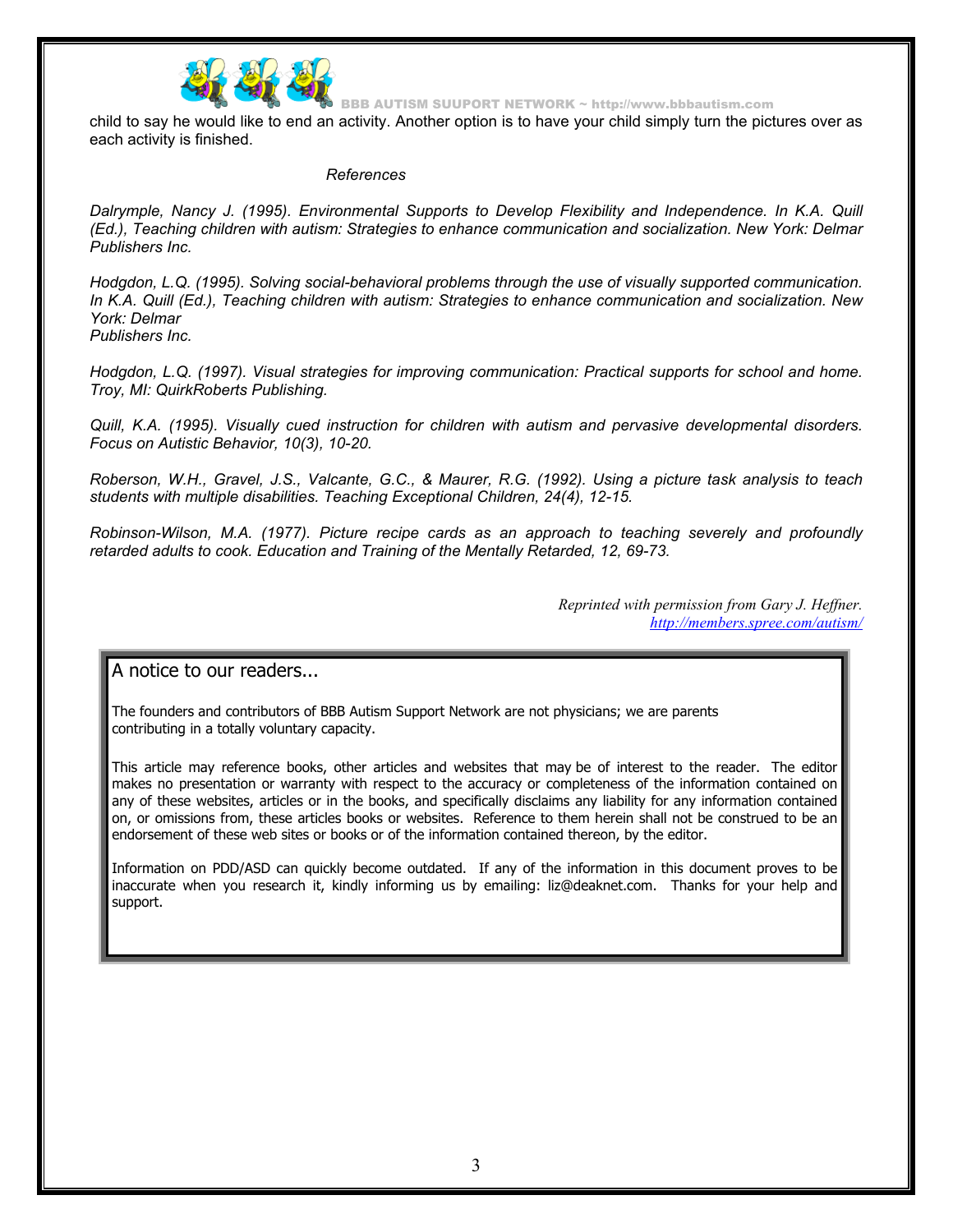child to say he would like to end an activity. Another option is to have your child simply turn the pictures over as each activity is finished.

*References*

*Dalrymple, Nancy J. (1995). Environmental Supports to Develop Flexibility and Independence. In K.A. Quill (Ed.), Teaching children with autism: Strategies to enhance communication and socialization. New York: Delmar Publishers Inc.*

*Hodgdon, L.Q. (1995). Solving social-behavioral problems through the use of visually supported communication. In K.A. Quill (Ed.), Teaching children with autism: Strategies to enhance communication and socialization. New York: Delmar Publishers Inc.*

*Hodgdon, L.Q. (1997). Visual strategies for improving communication: Practical supports for school and home. Troy, MI: QuirkRoberts Publishing.*

*Quill, K.A. (1995). Visually cued instruction for children with autism and pervasive developmental disorders. Focus on Autistic Behavior, 10(3), 10-20.*

*Roberson, W.H., Gravel, J.S., Valcante, G.C., & Maurer, R.G. (1992). Using a picture task analysis to teach students with multiple disabilities. Teaching Exceptional Children, 24(4), 12-15.*

*Robinson-Wilson, M.A. (1977). Picture recipe cards as an approach to teaching severely and profoundly retarded adults to cook. Education and Training of the Mentally Retarded, 12, 69-73.*

*Reprinted with permission from Gary J. Heffner.*
http://members.spree.com/autism/

## A notice to our readers...

The founders and contributors of BBB Autism Support Network are not physicians; we are parents contributing in a totally voluntary capacity.

This article may reference books, other articles and websites that may be of interest to the reader. The editor makes no presentation or warranty with respect to the accuracy or completeness of the information contained on any of these websites, articles or in the books, and specifically disclaims any liability for any information contained on, or omissions from, these articles books or websites. Reference to them herein shall not be construed to be an endorsement of these web sites or books or of the information contained thereon, by the editor.

Information on PDD/ASD can quickly become outdated. If any of the information in this document proves to be inaccurate when you research it, kindly informing us by emailing: liz@deaknet.com. Thanks for your help and support.